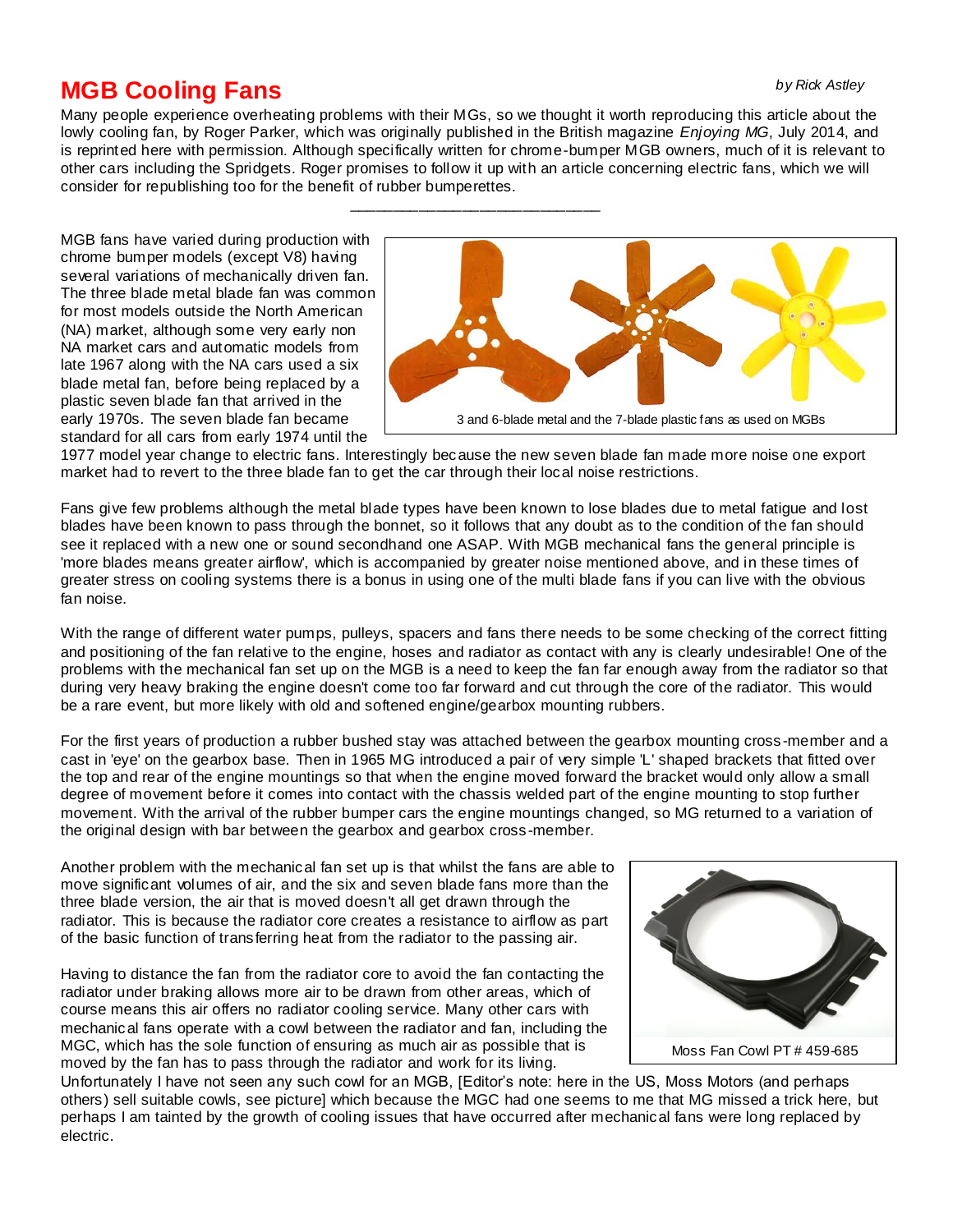# MGB Cooling Fans

*by Rick Astley*

Many people experience overheating problems with their MGs, so we thought it worth reproducing this article about the lowly cooling fan, by Roger Parker, which was originally published in the British magazine *Enjoying MG*, July 2014, and is reprinted here with permission. Although specifically written for chrome-bumper MGB owners, much of it is relevant to other cars including the Spridgets. Roger promises to follow it up with an article concerning electric fans, which we will consider for republishing too for the benefit of rubber bumperettes.

---

MGB fans have varied during production with chrome bumper models (except V8) having several variations of mechanically driven fan. The three blade metal blade fan was common for most models outside the North American (NA) market, although some very early non NA market cars and automatic models from late 1967 along with the NA cars used a six blade metal fan, before being replaced by a plastic seven blade fan that arrived in the early 1970s. The seven blade fan became standard for all cars from early 1974 until the 1977 model year change to electric fans. Interestingly because the new seven blade fan made more noise one export market had to revert to the three blade fan to get the car through their local noise restrictions.

3 and 6-blade metal and the 7-blade plastic fans as used on MGBs

Fans give few problems although the metal blade types have been known to lose blades due to metal fatigue and lost blades have been known to pass through the bonnet, so it follows that any doubt as to the condition of the fan should see it replaced with a new one or sound secondhand one ASAP. With MGB mechanical fans the general principle is 'more blades means greater airflow', which is accompanied by greater noise mentioned above, and in these times of greater stress on cooling systems there is a bonus in using one of the multi blade fans if you can live with the obvious fan noise.

With the range of different water pumps, pulleys, spacers and fans there needs to be some checking of the correct fitting and positioning of the fan relative to the engine, hoses and radiator as contact with any is clearly undesirable! One of the problems with the mechanical fan set up on the MGB is a need to keep the fan far enough away from the radiator so that during very heavy braking the engine doesn't come too far forward and cut through the core of the radiator. This would be a rare event, but more likely with old and softened engine/gearbox mounting rubbers.

For the first years of production a rubber bushed stay was attached between the gearbox mounting cross-member and a cast in 'eye' on the gearbox base. Then in 1965 MG introduced a pair of very simple 'L' shaped brackets that fitted over the top and rear of the engine mountings so that when the engine moved forward the bracket would only allow a small degree of movement before it comes into contact with the chassis welded part of the engine mounting to stop further movement. With the arrival of the rubber bumper cars the engine mountings changed, so MG returned to a variation of the original design with bar between the gearbox and gearbox cross-member.

Another problem with the mechanical fan set up is that whilst the fans are able to move significant volumes of air, and the six and seven blade fans more than the three blade version, the air that is moved doesn't all get drawn through the radiator. This is because the radiator core creates a resistance to airflow as part of the basic function of transferring heat from the radiator to the passing air.

Having to distance the fan from the radiator core to avoid the fan contacting the radiator under braking allows more air to be drawn from other areas, which of course means this air offers no radiator cooling service. Many other cars with mechanical fans operate with a cowl between the radiator and fan, including the MGC, which has the sole function of ensuring as much air as possible that is moved by the fan has to pass through the radiator and work for its living. Unfortunately I have not seen any such cowl for an MGB, [Editor's note: here in the US, Moss Motors (and perhaps others) sell suitable cowls, see picture] which because the MGC had one seems to me that MG missed a trick here, but perhaps I am tainted by the growth of cooling issues that have occurred after mechanical fans were long replaced by electric.

Moss Fan Cowl PT # 459-685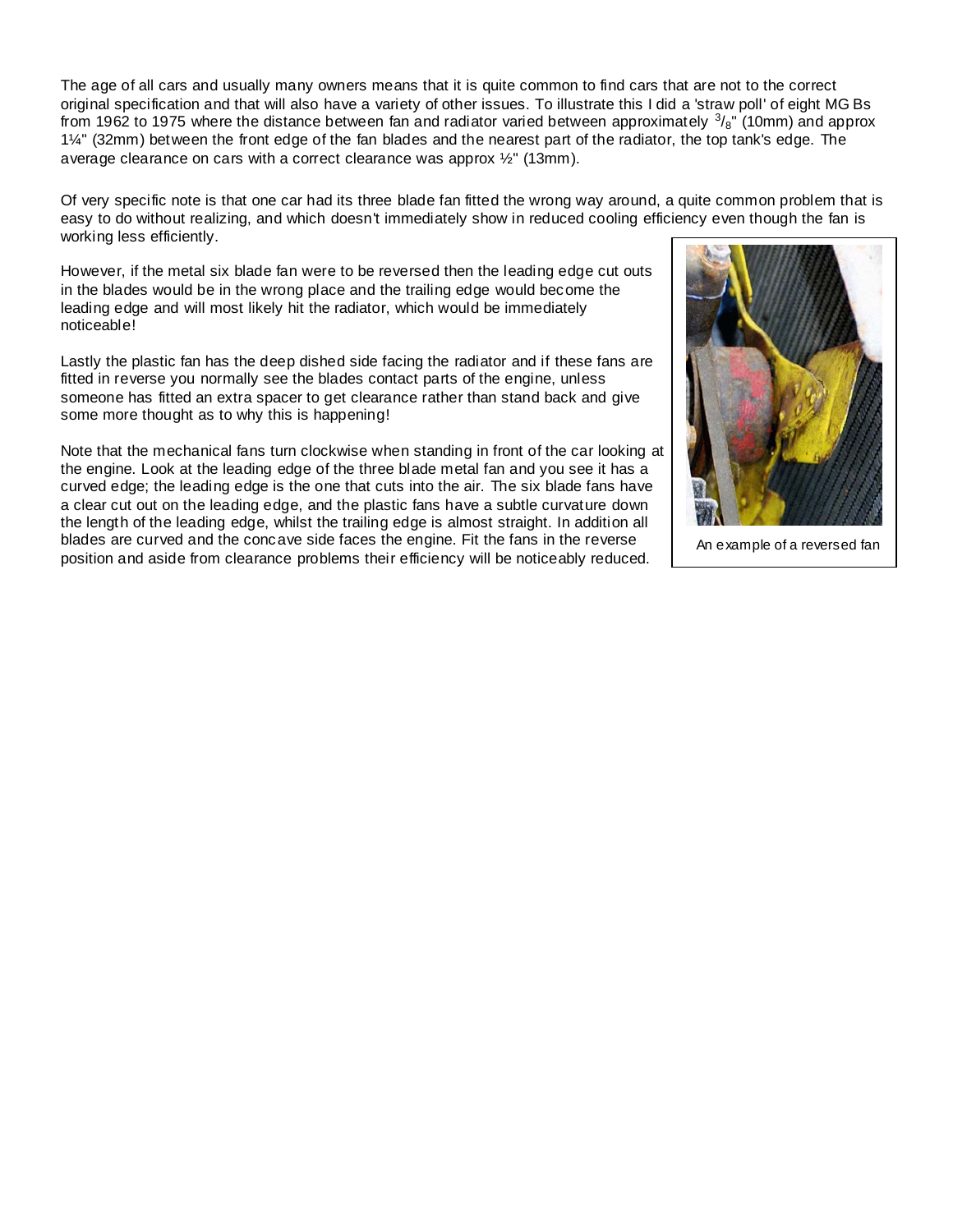The age of all cars and usually many owners means that it is quite common to find cars that are not to the correct original specification and that will also have a variety of other issues. To illustrate this I did a 'straw poll' of eight MG Bs from 1962 to 1975 where the distance between fan and radiator varied between approximately $^3/_8$" (10mm) and approx 1¼" (32mm) between the front edge of the fan blades and the nearest part of the radiator, the top tank's edge. The average clearance on cars with a correct clearance was approx ½" (13mm).

Of very specific note is that one car had its three blade fan fitted the wrong way around, a quite common problem that is easy to do without realizing, and which doesn't immediately show in reduced cooling efficiency even though the fan is working less efficiently.

However, if the metal six blade fan were to be reversed then the leading edge cut outs in the blades would be in the wrong place and the trailing edge would become the leading edge and will most likely hit the radiator, which would be immediately noticeable!

Lastly the plastic fan has the deep dished side facing the radiator and if these fans are fitted in reverse you normally see the blades contact parts of the engine, unless someone has fitted an extra spacer to get clearance rather than stand back and give some more thought as to why this is happening!

Note that the mechanical fans turn clockwise when standing in front of the car looking at the engine. Look at the leading edge of the three blade metal fan and you see it has a curved edge; the leading edge is the one that cuts into the air. The six blade fans have a clear cut out on the leading edge, and the plastic fans have a subtle curvature down the length of the leading edge, whilst the trailing edge is almost straight. In addition all blades are curved and the concave side faces the engine. Fit the fans in the reverse position and aside from clearance problems their efficiency will be noticeably reduced.

An example of a reversed fan